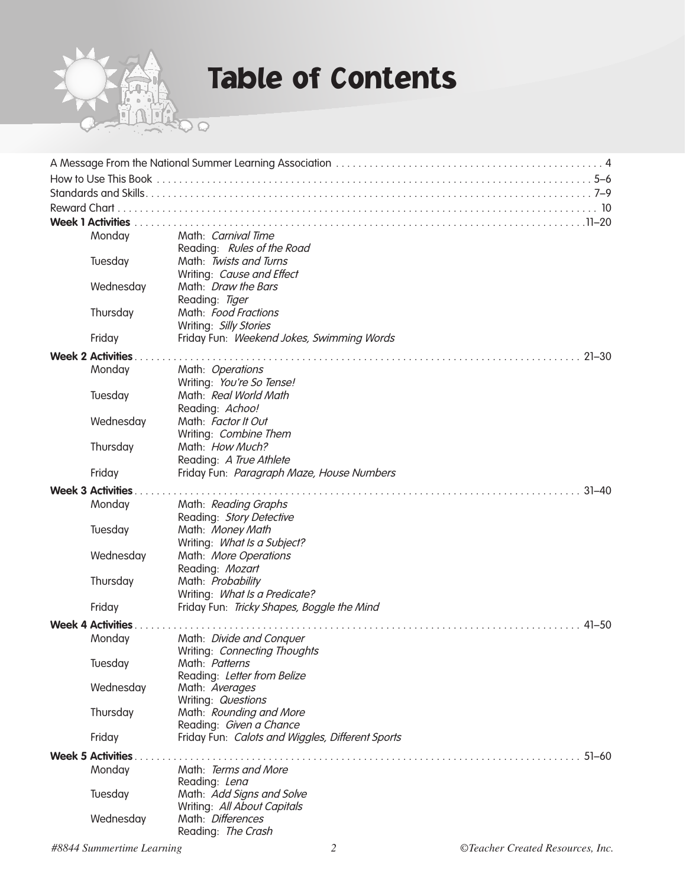# Table of Contents

A Message From the National Summer Learning Association . . . . . . . . . . 4

How to Use This Book . . . . . . . . . . 5–6

Standards and Skills . . . . . . . . . . 7–9

Reward Chart . . . . . . . . . . 10

**Week 1 Activities** . . . . . . . . . . 11–20

| Day | Activities |
|---|---|
| Monday | Math: *Carnival Time*<br>Reading: *Rules of the Road* |
| Tuesday | Math: *Twists and Turns*<br>Writing: *Cause and Effect* |
| Wednesday | Math: *Draw the Bars*<br>Reading: *Tiger* |
| Thursday | Math: *Food Fractions*<br>Writing: *Silly Stories* |
| Friday | Friday Fun: *Weekend Jokes, Swimming Words* |

**Week 2 Activities** . . . . . . . . . . 21–30

| Day | Activities |
|---|---|
| Monday | Math: *Operations*<br>Writing: *You're So Tense!* |
| Tuesday | Math: *Real World Math*<br>Reading: *Achoo!* |
| Wednesday | Math: *Factor It Out*<br>Writing: *Combine Them* |
| Thursday | Math: *How Much?*<br>Reading: *A True Athlete* |
| Friday | Friday Fun: *Paragraph Maze, House Numbers* |

**Week 3 Activities** . . . . . . . . . . 31–40

| Day | Activities |
|---|---|
| Monday | Math: *Reading Graphs*<br>Reading: *Story Detective* |
| Tuesday | Math: *Money Math*<br>Writing: *What Is a Subject?* |
| Wednesday | Math: *More Operations*<br>Reading: *Mozart* |
| Thursday | Math: *Probability*<br>Writing: *What Is a Predicate?* |
| Friday | Friday Fun: *Tricky Shapes, Boggle the Mind* |

**Week 4 Activities** . . . . . . . . . . 41–50

| Day | Activities |
|---|---|
| Monday | Math: *Divide and Conquer*<br>Writing: *Connecting Thoughts* |
| Tuesday | Math: *Patterns*<br>Reading: *Letter from Belize* |
| Wednesday | Math: *Averages*<br>Writing: *Questions* |
| Thursday | Math: *Rounding and More*<br>Reading: *Given a Chance* |
| Friday | Friday Fun: *Calots and Wiggles, Different Sports* |

**Week 5 Activities** . . . . . . . . . . 51–60

| Day | Activities |
|---|---|
| Monday | Math: *Terms and More*<br>Reading: *Lena* |
| Tuesday | Math: *Add Signs and Solve*<br>Writing: *All About Capitals* |
| Wednesday | Math: *Differences*<br>Reading: *The Crash* |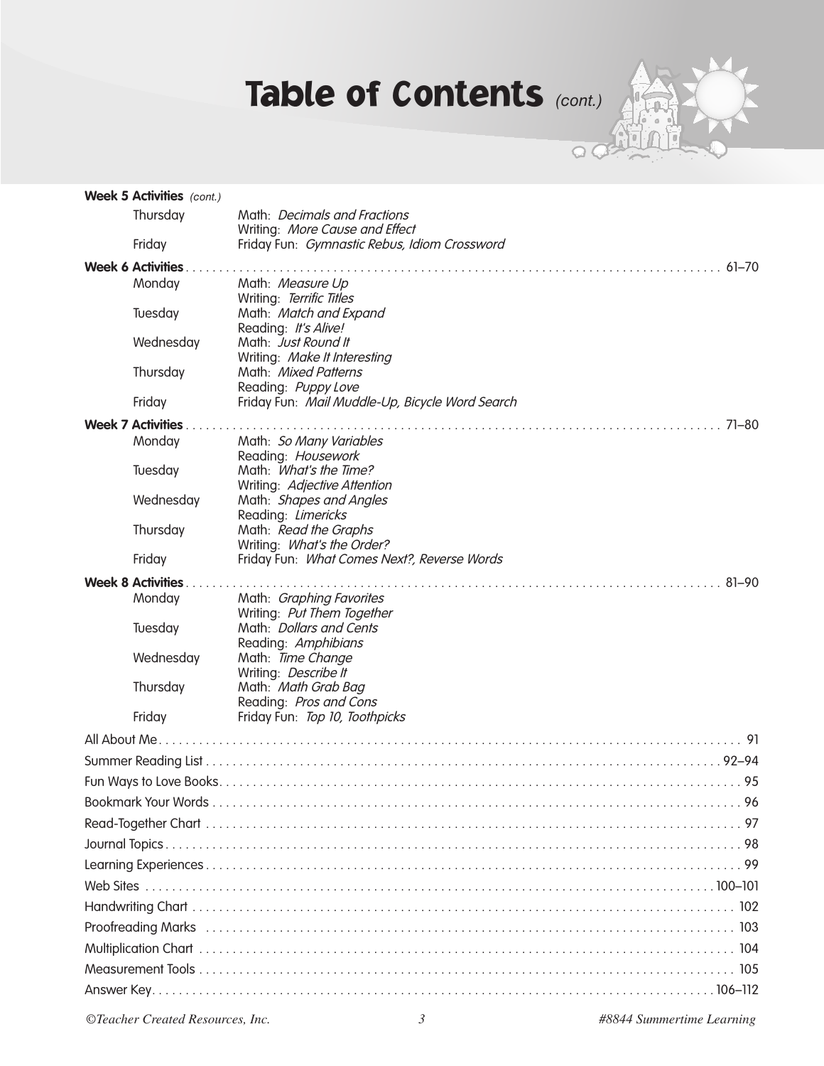# Table of Contents *(cont.)*

**Week 5 Activities** *(cont.)*

- Thursday — Math: *Decimals and Fractions*; Writing: *More Cause and Effect*
- Friday — Friday Fun: *Gymnastic Rebus, Idiom Crossword*

**Week 6 Activities** . . . . . . . . . . 61–70

- Monday — Math: *Measure Up*; Writing: *Terrific Titles*
- Tuesday — Math: *Match and Expand*; Reading: *It's Alive!*
- Wednesday — Math: *Just Round It*; Writing: *Make It Interesting*
- Thursday — Math: *Mixed Patterns*; Reading: *Puppy Love*
- Friday — Friday Fun: *Mail Muddle-Up, Bicycle Word Search*

**Week 7 Activities** . . . . . . . . . . 71–80

- Monday — Math: *So Many Variables*; Reading: *Housework*
- Tuesday — Math: *What's the Time?*; Writing: *Adjective Attention*
- Wednesday — Math: *Shapes and Angles*; Reading: *Limericks*
- Thursday — Math: *Read the Graphs*; Writing: *What's the Order?*
- Friday — Friday Fun: *What Comes Next?, Reverse Words*

**Week 8 Activities** . . . . . . . . . . 81–90

- Monday — Math: *Graphing Favorites*; Writing: *Put Them Together*
- Tuesday — Math: *Dollars and Cents*; Reading: *Amphibians*
- Wednesday — Math: *Time Change*; Writing: *Describe It*
- Thursday — Math: *Math Grab Bag*; Reading: *Pros and Cons*
- Friday — Friday Fun: *Top 10, Toothpicks*

All About Me . . . . . . . . . . 91

Summer Reading List . . . . . . . . . . 92–94

Fun Ways to Love Books . . . . . . . . . . 95

Bookmark Your Words . . . . . . . . . . 96

Read-Together Chart . . . . . . . . . . 97

Journal Topics . . . . . . . . . . 98

Learning Experiences . . . . . . . . . . 99

Web Sites . . . . . . . . . . 100–101

Handwriting Chart . . . . . . . . . . 102

Proofreading Marks . . . . . . . . . . 103

Multiplication Chart . . . . . . . . . . 104

Measurement Tools . . . . . . . . . . 105

Answer Key . . . . . . . . . . 106–112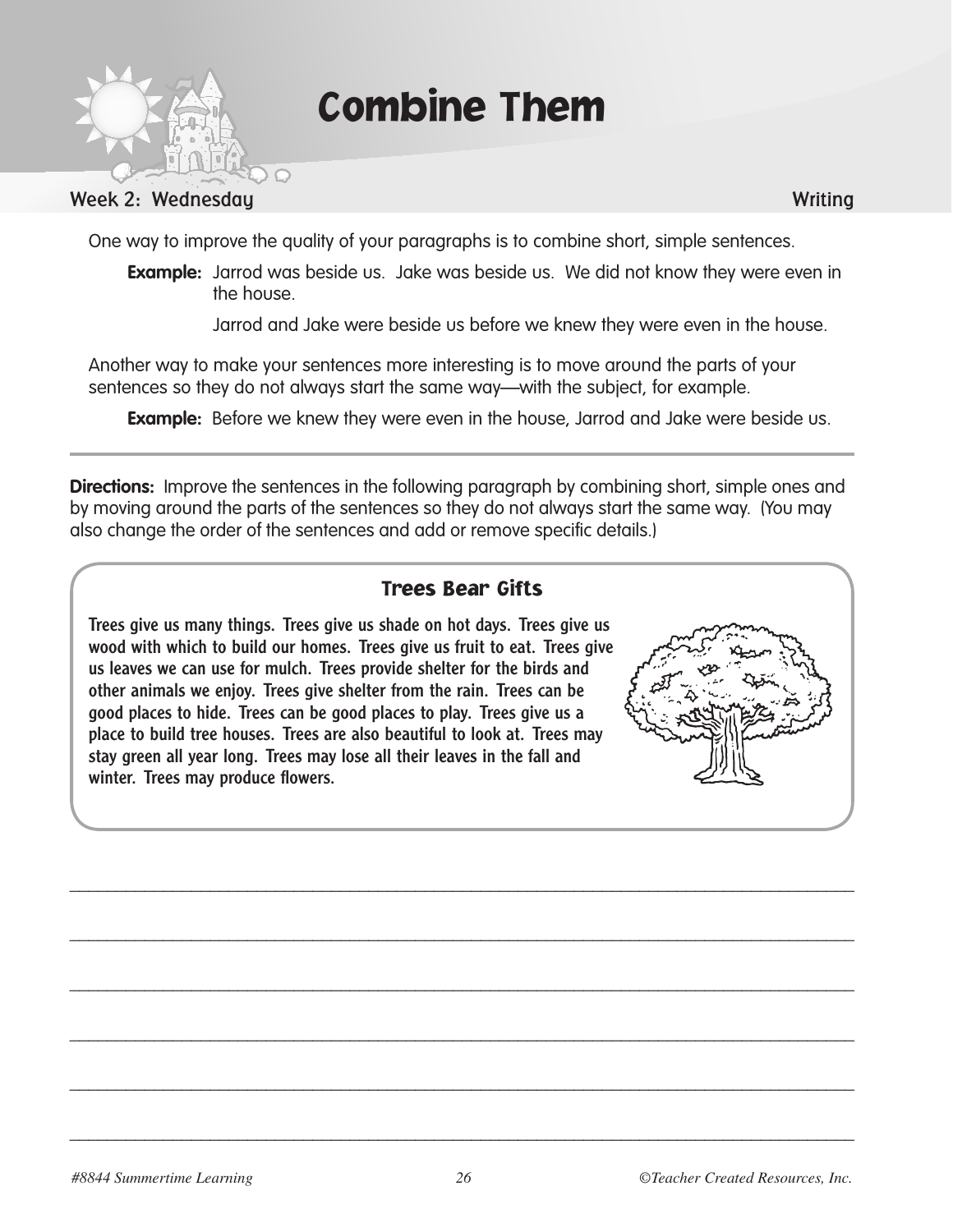# Combine Them

**Week 2: Wednesday** — **Writing**

One way to improve the quality of your paragraphs is to combine short, simple sentences.

**Example:** Jarrod was beside us. Jake was beside us. We did not know they were even in the house.

Jarrod and Jake were beside us before we knew they were even in the house.

Another way to make your sentences more interesting is to move around the parts of your sentences so they do not always start the same way—with the subject, for example.

**Example:** Before we knew they were even in the house, Jarrod and Jake were beside us.

---

**Directions:** Improve the sentences in the following paragraph by combining short, simple ones and by moving around the parts of the sentences so they do not always start the same way. (You may also change the order of the sentences and add or remove specific details.)

## Trees Bear Gifts

**Trees give us many things. Trees give us shade on hot days. Trees give us wood with which to build our homes. Trees give us fruit to eat. Trees give us leaves we can use for mulch. Trees provide shelter for the birds and other animals we enjoy. Trees give shelter from the rain. Trees can be good places to hide. Trees can be good places to play. Trees give us a place to build tree houses. Trees are also beautiful to look at. Trees may stay green all year long. Trees may lose all their leaves in the fall and winter. Trees may produce flowers.**

______________________________________________________________________

______________________________________________________________________

______________________________________________________________________

______________________________________________________________________

______________________________________________________________________

______________________________________________________________________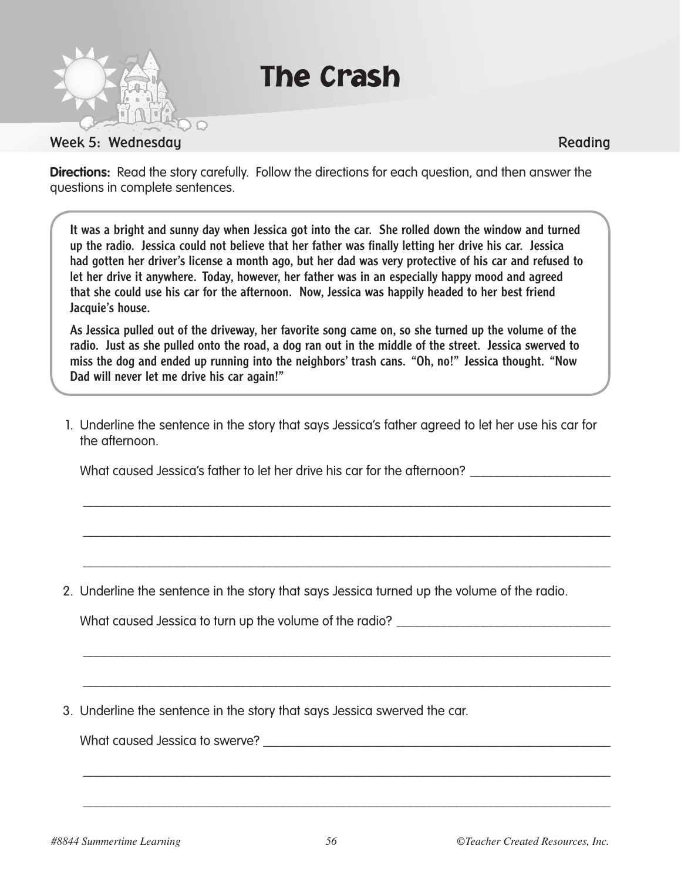# The Crash

Week 5: Wednesday

Reading

**Directions:** Read the story carefully. Follow the directions for each question, and then answer the questions in complete sentences.

It was a bright and sunny day when Jessica got into the car. She rolled down the window and turned up the radio. Jessica could not believe that her father was finally letting her drive his car. Jessica had gotten her driver's license a month ago, but her dad was very protective of his car and refused to let her drive it anywhere. Today, however, her father was in an especially happy mood and agreed that she could use his car for the afternoon. Now, Jessica was happily headed to her best friend Jacquie's house.

As Jessica pulled out of the driveway, her favorite song came on, so she turned up the volume of the radio. Just as she pulled onto the road, a dog ran out in the middle of the street. Jessica swerved to miss the dog and ended up running into the neighbors' trash cans. "Oh, no!" Jessica thought. "Now Dad will never let me drive his car again!"

1. Underline the sentence in the story that says Jessica's father agreed to let her use his car for the afternoon.

   What caused Jessica's father to let her drive his car for the afternoon? ____________________

   ______________________________________________________________________________

   ______________________________________________________________________________

   ______________________________________________________________________________

2. Underline the sentence in the story that says Jessica turned up the volume of the radio.

   What caused Jessica to turn up the volume of the radio? ______________________________

   ______________________________________________________________________________

   ______________________________________________________________________________

3. Underline the sentence in the story that says Jessica swerved the car.

   What caused Jessica to swerve? ______________________________________________

   ______________________________________________________________________________

   ______________________________________________________________________________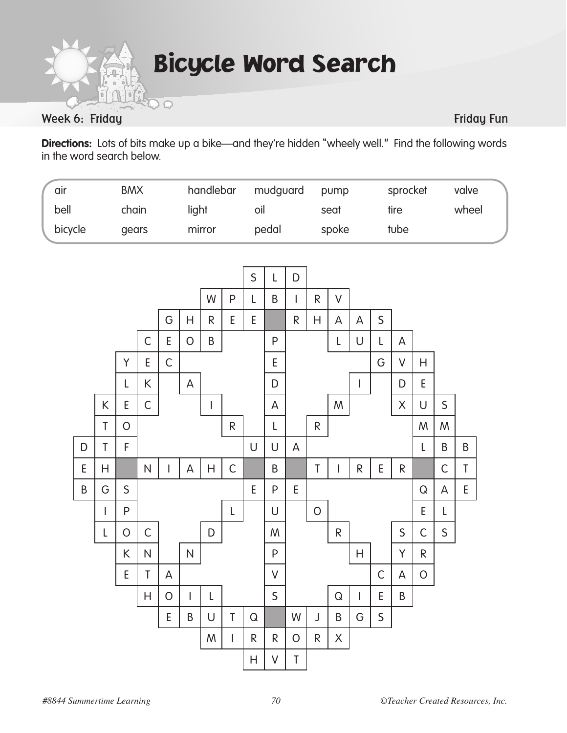# Bicycle Word Search

**Week 6: Friday** | **Friday Fun**

**Directions:** Lots of bits make up a bike—and they're hidden "wheely well." Find the following words in the word search below.

| | | | | | | |
|---|---|---|---|---|---|---|
| air | BMX | handlebar | mudguard | pump | sprocket | valve |
| bell | chain | light | oil | seat | tire | wheel |
| bicycle | gears | mirror | pedal | spoke | tube | |

| | | | | | | | | | | | | | | | | | | |
|---|---|---|---|---|---|---|---|---|---|---|---|---|---|---|---|---|---|---|
| | | | | | | | | S | L | D | | | | | | | | |
| | | | | | | W | P | L | B | I | R | V | | | | | | |
| | | | | G | H | R | E | E | | R | H | A | A | S | | | | |
| | | | C | E | O | B | | | P | | | L | U | L | A | | | |
| | | Y | E | C | | | | | E | | | | | G | V | H | | |
| | | L | K | | A | | | | D | | | | I | | D | E | | |
| | K | E | C | | | I | | | A | | | M | | | X | U | S | |
| | T | O | | | | | R | | L | | R | | | | | M | M | |
| D | T | F | | | | | | U | U | A | | | | | | L | B | B |
| E | H | | N | I | A | H | C | | B | | T | I | R | E | R | | C | T |
| B | G | S | | | | | | E | P | E | | | | | | Q | A | E |
| | I | P | | | | | L | | U | | O | | | | | E | L | |
| | L | O | C | | | D | | | M | | | R | | | S | C | S | |
| | | K | N | | N | | | | P | | | | H | | Y | R | | |
| | | E | T | A | | | | | V | | | | | C | A | O | | |
| | | | H | O | I | L | | | S | | | Q | I | E | B | | | |
| | | | | E | B | U | T | Q | | W | J | B | G | S | | | | |
| | | | | | | M | I | R | R | O | R | X | | | | | | |
| | | | | | | | | H | V | T | | | | | | | | |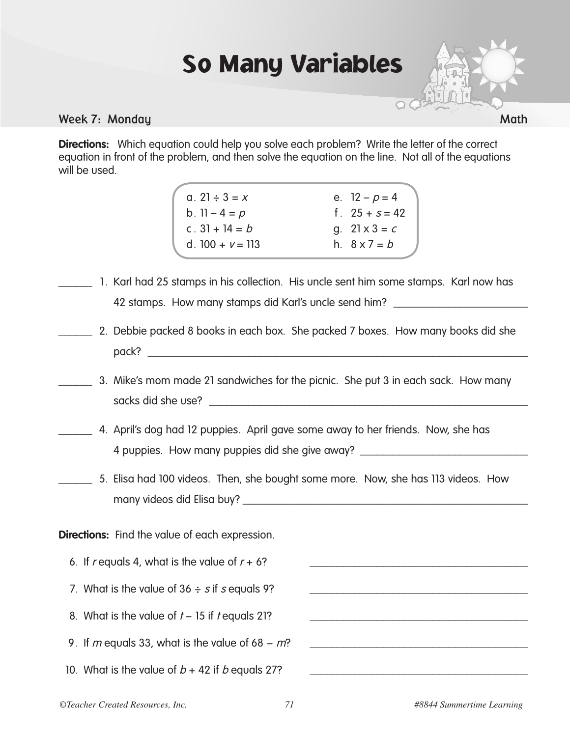# So Many Variables

**Week 7: Monday** | **Math**

**Directions:** Which equation could help you solve each problem? Write the letter of the correct equation in front of the problem, and then solve the equation on the line. Not all of the equations will be used.

| | |
|---|---|
| a. $21 \div 3 = x$ | e. $12 - p = 4$ |
| b. $11 - 4 = p$ | f. $25 + s = 42$ |
| c. $31 + 14 = b$ | g. $21 \times 3 = c$ |
| d. $100 + v = 113$ | h. $8 \times 7 = b$ |

______ 1. Karl had 25 stamps in his collection. His uncle sent him some stamps. Karl now has 42 stamps. How many stamps did Karl's uncle send him? ________________________

______ 2. Debbie packed 8 books in each box. She packed 7 boxes. How many books did she pack? ________________________

______ 3. Mike's mom made 21 sandwiches for the picnic. She put 3 in each sack. How many sacks did she use? ________________________

______ 4. April's dog had 12 puppies. April gave some away to her friends. Now, she has 4 puppies. How many puppies did she give away? ________________________

______ 5. Elisa had 100 videos. Then, she bought some more. Now, she has 113 videos. How many videos did Elisa buy? ________________________

**Directions:** Find the value of each expression.

6. If $r$ equals 4, what is the value of $r + 6$? ________________________

7. What is the value of $36 \div s$ if $s$ equals 9? ________________________

8. What is the value of $t - 15$ if $t$ equals 21? ________________________

9. If $m$ equals 33, what is the value of $68 - m$? ________________________

10. What is the value of $b + 42$ if $b$ equals 27? ________________________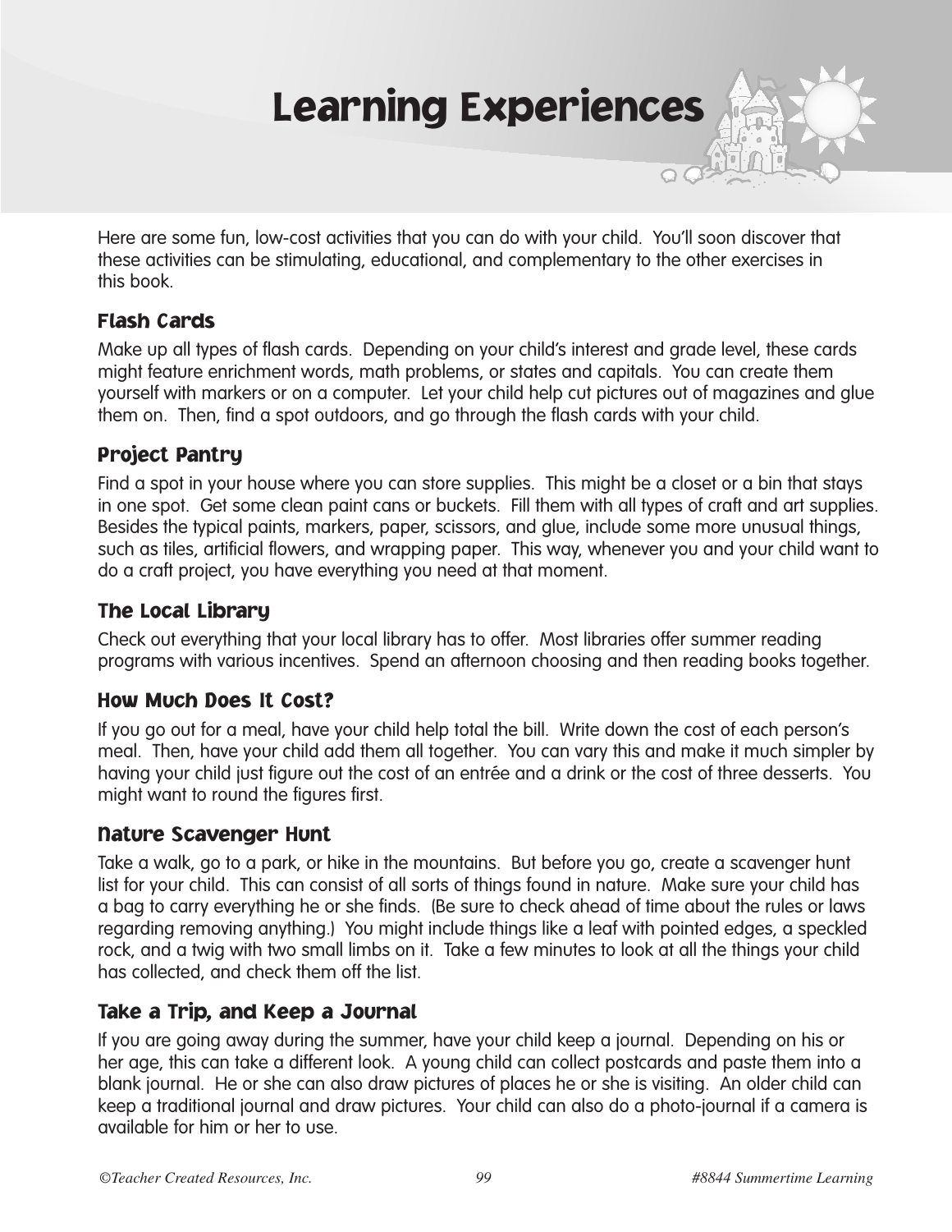# Learning Experiences

Here are some fun, low-cost activities that you can do with your child. You'll soon discover that these activities can be stimulating, educational, and complementary to the other exercises in this book.

## Flash Cards

Make up all types of flash cards. Depending on your child's interest and grade level, these cards might feature enrichment words, math problems, or states and capitals. You can create them yourself with markers or on a computer. Let your child help cut pictures out of magazines and glue them on. Then, find a spot outdoors, and go through the flash cards with your child.

## Project Pantry

Find a spot in your house where you can store supplies. This might be a closet or a bin that stays in one spot. Get some clean paint cans or buckets. Fill them with all types of craft and art supplies. Besides the typical paints, markers, paper, scissors, and glue, include some more unusual things, such as tiles, artificial flowers, and wrapping paper. This way, whenever you and your child want to do a craft project, you have everything you need at that moment.

## The Local Library

Check out everything that your local library has to offer. Most libraries offer summer reading programs with various incentives. Spend an afternoon choosing and then reading books together.

## How Much Does It Cost?

If you go out for a meal, have your child help total the bill. Write down the cost of each person's meal. Then, have your child add them all together. You can vary this and make it much simpler by having your child just figure out the cost of an entrée and a drink or the cost of three desserts. You might want to round the figures first.

## Nature Scavenger Hunt

Take a walk, go to a park, or hike in the mountains. But before you go, create a scavenger hunt list for your child. This can consist of all sorts of things found in nature. Make sure your child has a bag to carry everything he or she finds. (Be sure to check ahead of time about the rules or laws regarding removing anything.) You might include things like a leaf with pointed edges, a speckled rock, and a twig with two small limbs on it. Take a few minutes to look at all the things your child has collected, and check them off the list.

## Take a Trip, and Keep a Journal

If you are going away during the summer, have your child keep a journal. Depending on his or her age, this can take a different look. A young child can collect postcards and paste them into a blank journal. He or she can also draw pictures of places he or she is visiting. An older child can keep a traditional journal and draw pictures. Your child can also do a photo-journal if a camera is available for him or her to use.